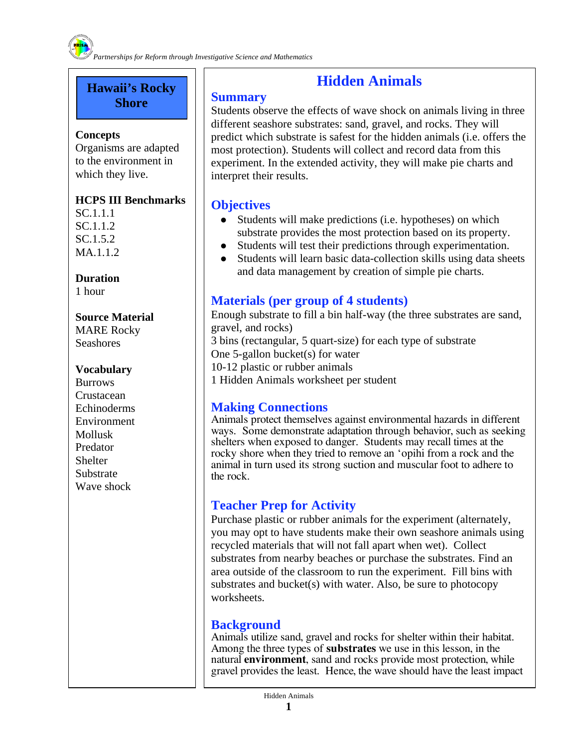*Partnerships for Reform through Investigative Science and Mathematics*

**Hawaii's Rocky Shore**

**Concepts**
Organisms are adapted to the environment in which they live.

**HCPS III Benchmarks**
SC.1.1.1
SC.1.1.2
SC.1.5.2
MA.1.1.2

**Duration**
1 hour

**Source Material**
MARE Rocky Seashores

**Vocabulary**
Burrows
Crustacean
Echinoderms
Environment
Mollusk
Predator
Shelter
Substrate
Wave shock

# Hidden Animals

## Summary

Students observe the effects of wave shock on animals living in three different seashore substrates: sand, gravel, and rocks. They will predict which substrate is safest for the hidden animals (i.e. offers the most protection). Students will collect and record data from this experiment. In the extended activity, they will make pie charts and interpret their results.

## Objectives

- Students will make predictions (i.e. hypotheses) on which substrate provides the most protection based on its property.
- Students will test their predictions through experimentation.
- Students will learn basic data-collection skills using data sheets and data management by creation of simple pie charts.

## Materials (per group of 4 students)

Enough substrate to fill a bin half-way (the three substrates are sand, gravel, and rocks)
3 bins (rectangular, 5 quart-size) for each type of substrate
One 5-gallon bucket(s) for water
10-12 plastic or rubber animals
1 Hidden Animals worksheet per student

## Making Connections

Animals protect themselves against environmental hazards in different ways. Some demonstrate adaptation through behavior, such as seeking shelters when exposed to danger. Students may recall times at the rocky shore when they tried to remove an 'opihi from a rock and the animal in turn used its strong suction and muscular foot to adhere to the rock.

## Teacher Prep for Activity

Purchase plastic or rubber animals for the experiment (alternately, you may opt to have students make their own seashore animals using recycled materials that will not fall apart when wet). Collect substrates from nearby beaches or purchase the substrates. Find an area outside of the classroom to run the experiment. Fill bins with substrates and bucket(s) with water. Also, be sure to photocopy worksheets.

## Background

Animals utilize sand, gravel and rocks for shelter within their habitat. Among the three types of **substrates** we use in this lesson, in the natural **environment**, sand and rocks provide most protection, while gravel provides the least. Hence, the wave should have the least impact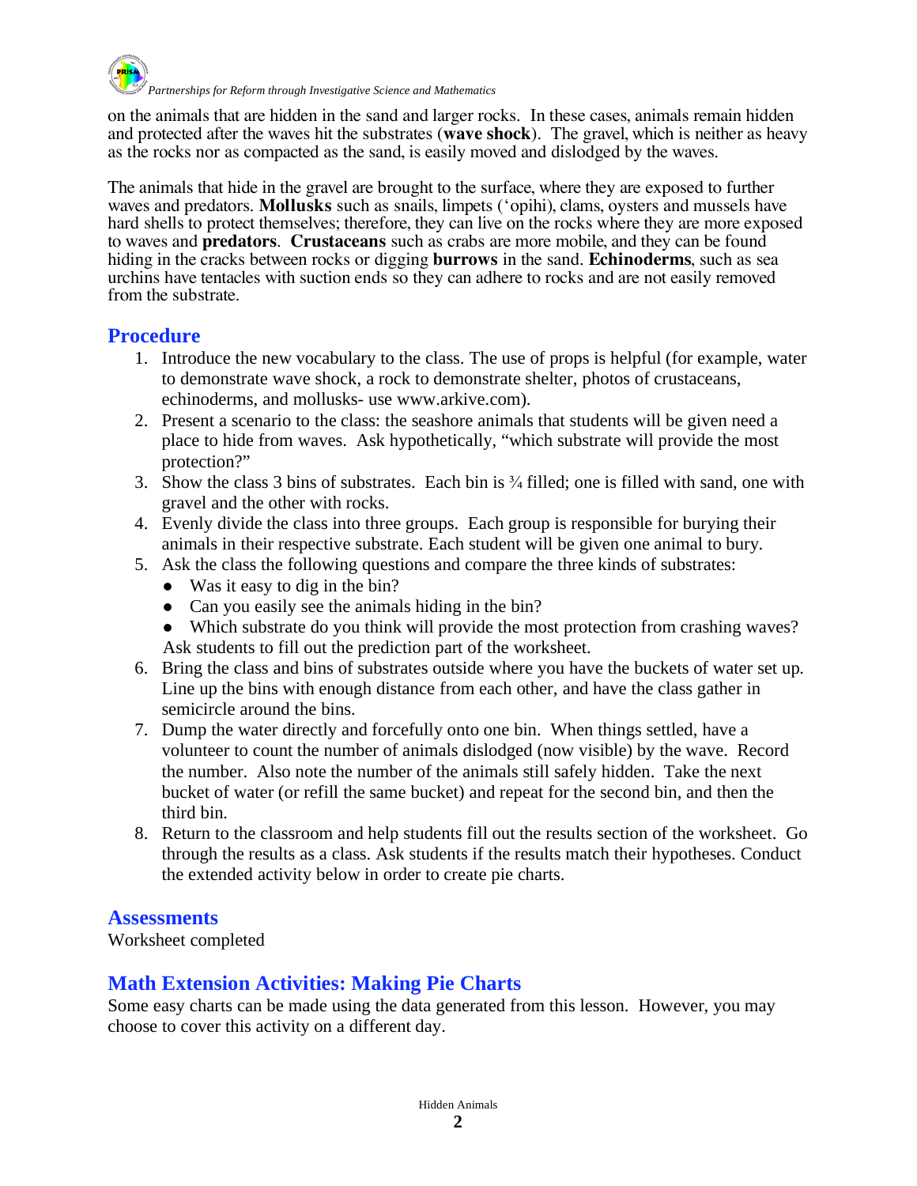on the animals that are hidden in the sand and larger rocks. In these cases, animals remain hidden and protected after the waves hit the substrates (**wave shock**). The gravel, which is neither as heavy as the rocks nor as compacted as the sand, is easily moved and dislodged by the waves.

The animals that hide in the gravel are brought to the surface, where they are exposed to further waves and predators. **Mollusks** such as snails, limpets (ʻopihi), clams, oysters and mussels have hard shells to protect themselves; therefore, they can live on the rocks where they are more exposed to waves and **predators**. **Crustaceans** such as crabs are more mobile, and they can be found hiding in the cracks between rocks or digging **burrows** in the sand. **Echinoderms**, such as sea urchins have tentacles with suction ends so they can adhere to rocks and are not easily removed from the substrate.

## Procedure

1. Introduce the new vocabulary to the class. The use of props is helpful (for example, water to demonstrate wave shock, a rock to demonstrate shelter, photos of crustaceans, echinoderms, and mollusks- use www.arkive.com).
2. Present a scenario to the class: the seashore animals that students will be given need a place to hide from waves. Ask hypothetically, "which substrate will provide the most protection?"
3. Show the class 3 bins of substrates. Each bin is ¾ filled; one is filled with sand, one with gravel and the other with rocks.
4. Evenly divide the class into three groups. Each group is responsible for burying their animals in their respective substrate. Each student will be given one animal to bury.
5. Ask the class the following questions and compare the three kinds of substrates:
   - Was it easy to dig in the bin?
   - Can you easily see the animals hiding in the bin?
   - Which substrate do you think will provide the most protection from crashing waves?

   Ask students to fill out the prediction part of the worksheet.
6. Bring the class and bins of substrates outside where you have the buckets of water set up. Line up the bins with enough distance from each other, and have the class gather in semicircle around the bins.
7. Dump the water directly and forcefully onto one bin. When things settled, have a volunteer to count the number of animals dislodged (now visible) by the wave. Record the number. Also note the number of the animals still safely hidden. Take the next bucket of water (or refill the same bucket) and repeat for the second bin, and then the third bin.
8. Return to the classroom and help students fill out the results section of the worksheet. Go through the results as a class. Ask students if the results match their hypotheses. Conduct the extended activity below in order to create pie charts.

## Assessments

Worksheet completed

## Math Extension Activities: Making Pie Charts

Some easy charts can be made using the data generated from this lesson. However, you may choose to cover this activity on a different day.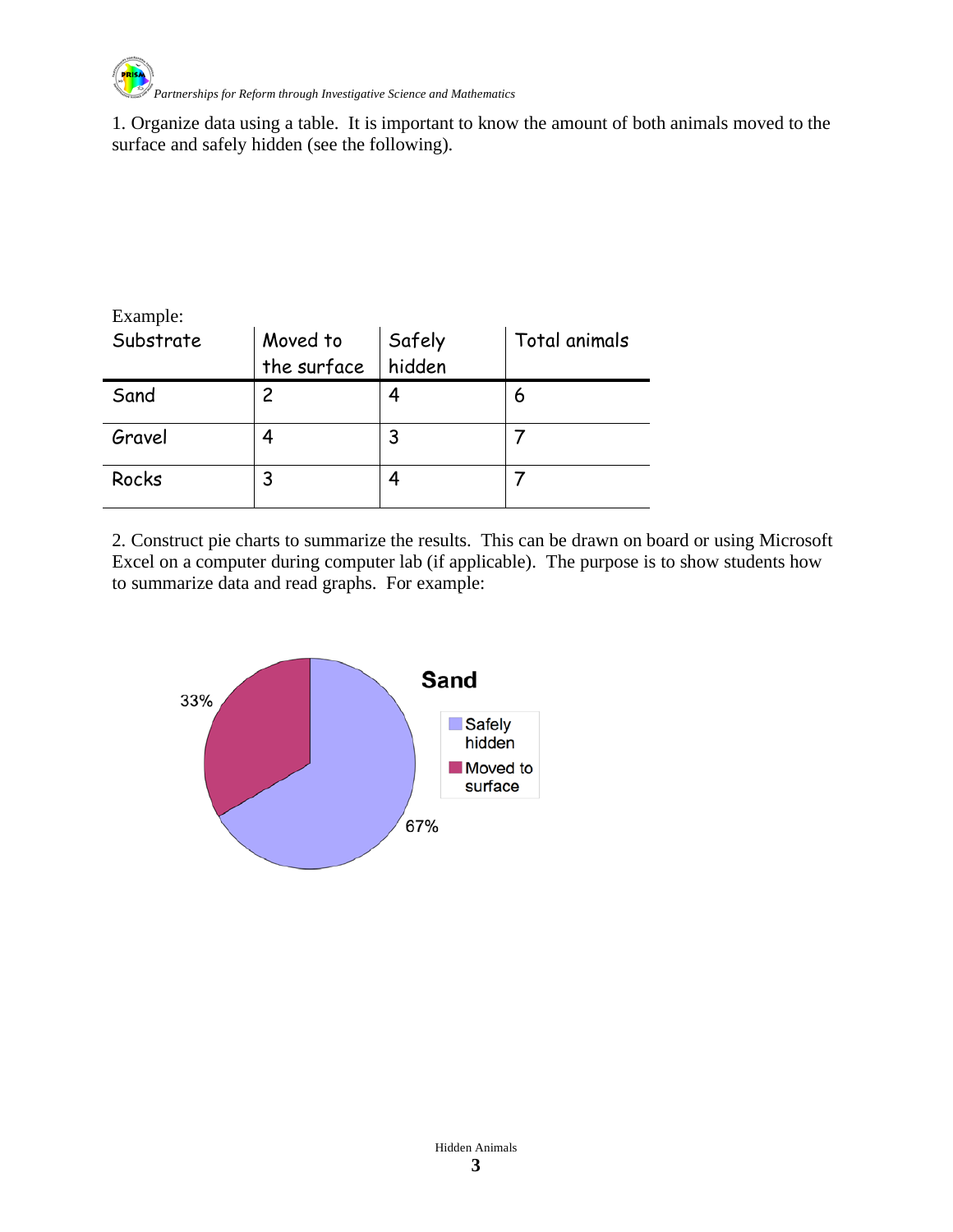1. Organize data using a table. It is important to know the amount of both animals moved to the surface and safely hidden (see the following).

Example:

| Substrate | Moved to the surface | Safely hidden | Total animals |
|---|---|---|---|
| Sand | 2 | 4 | 6 |
| Gravel | 4 | 3 | 7 |
| Rocks | 3 | 4 | 7 |

2. Construct pie charts to summarize the results. This can be drawn on board or using Microsoft Excel on a computer during computer lab (if applicable). The purpose is to show students how to summarize data and read graphs. For example:

**Sand**

- Safely hidden: 67%
- Moved to surface: 33%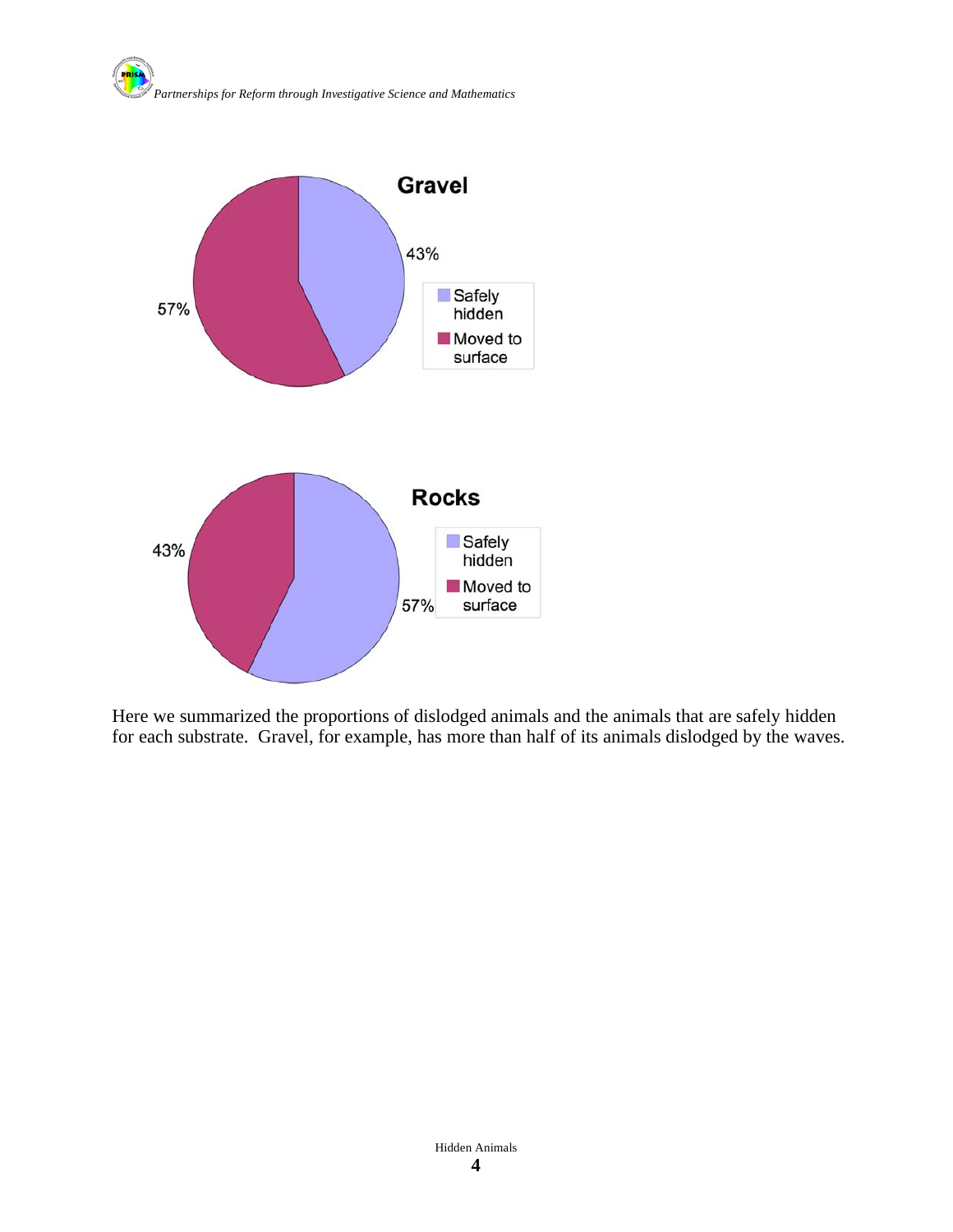Here we summarized the proportions of dislodged animals and the animals that are safely hidden for each substrate. Gravel, for example, has more than half of its animals dislodged by the waves.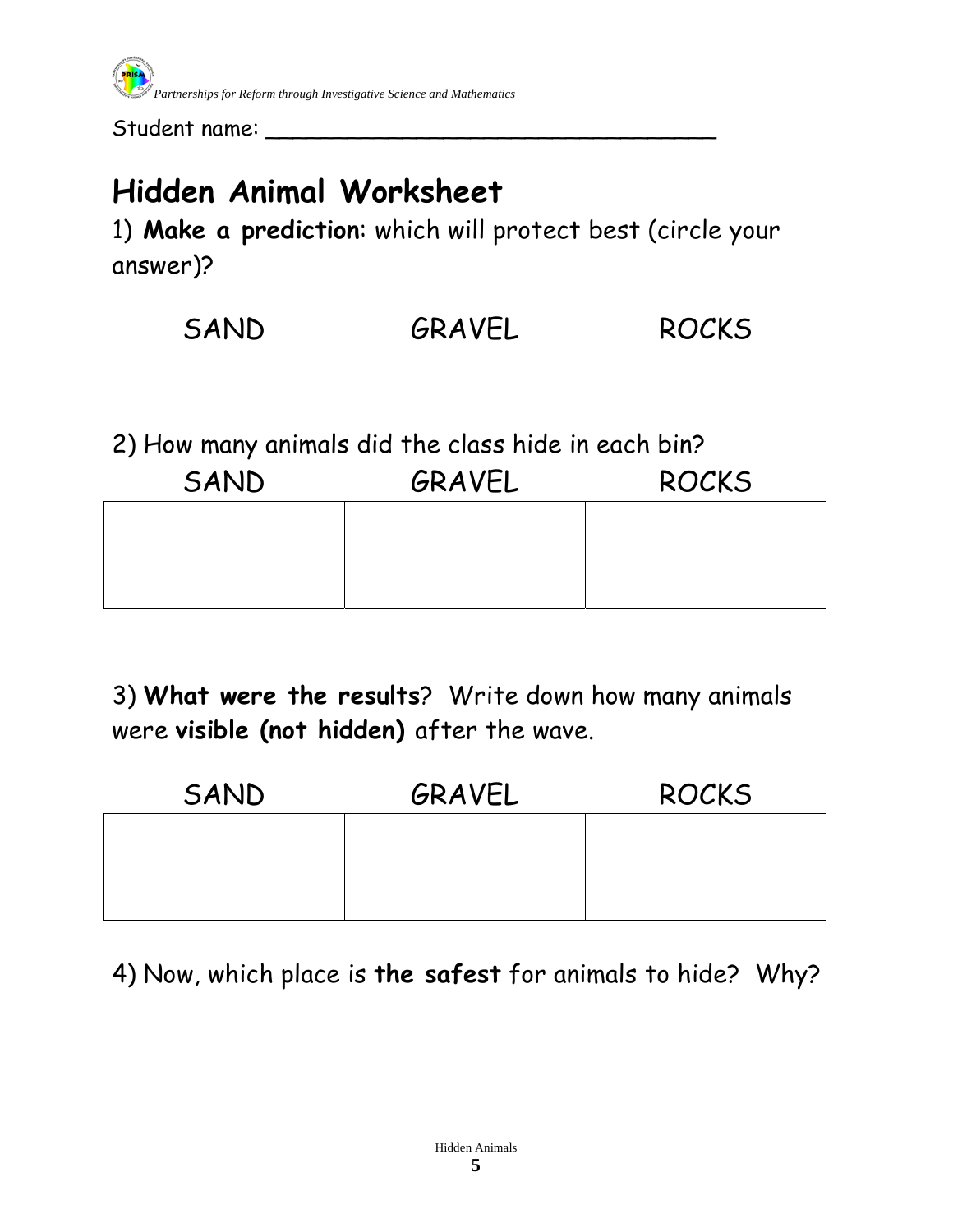Student name: ________________________________

# Hidden Animal Worksheet

1) **Make a prediction**: which will protect best (circle your answer)?

SAND GRAVEL ROCKS

2) How many animals did the class hide in each bin?

| SAND | GRAVEL | ROCKS |
| --- | --- | --- |
| | | |

3) **What were the results**? Write down how many animals were **visible (not hidden)** after the wave.

| SAND | GRAVEL | ROCKS |
| --- | --- | --- |
| | | |

4) Now, which place is **the safest** for animals to hide? Why?